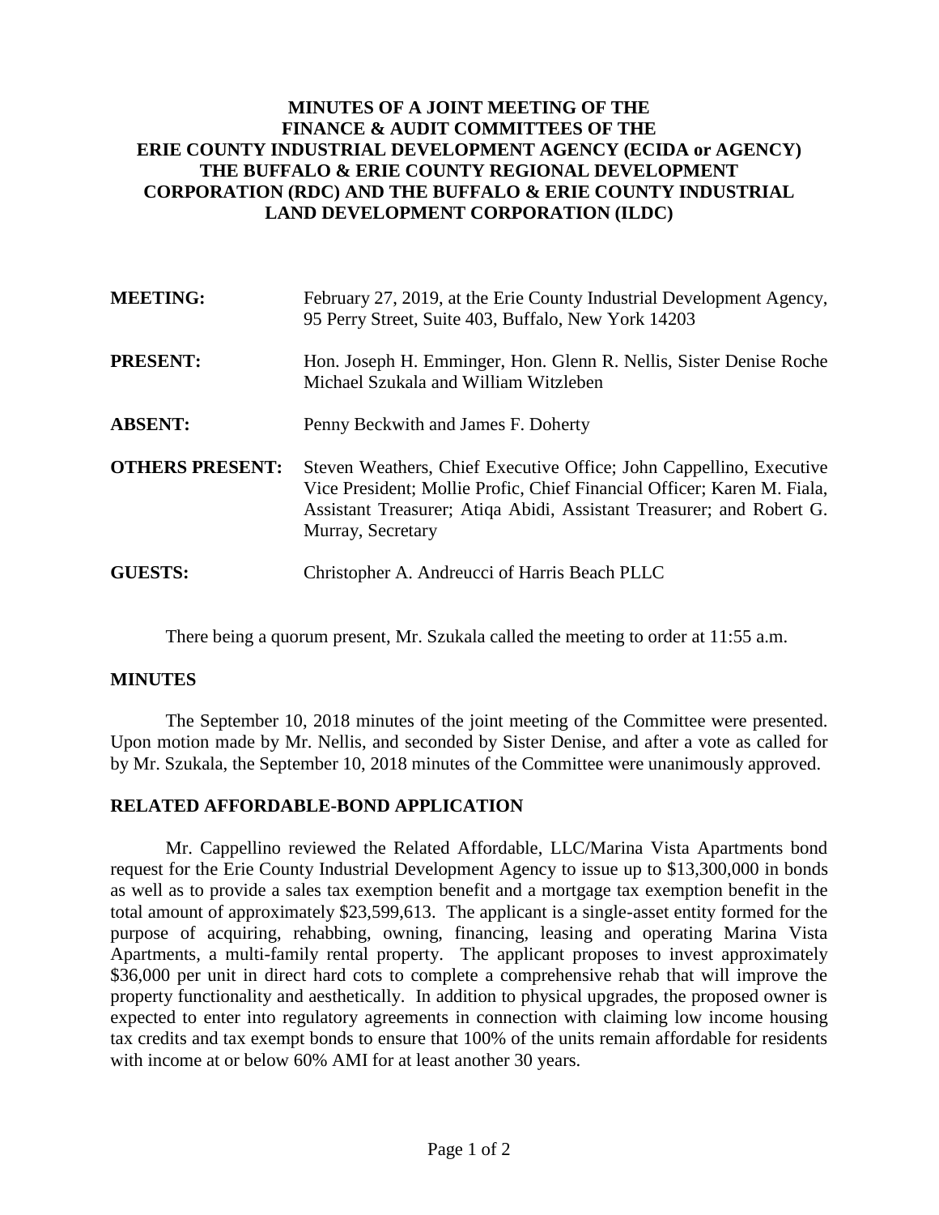# MINUTES OF A JOINT MEETING OF THE FINANCE & AUDIT COMMITTEES OF THE ERIE COUNTY INDUSTRIAL DEVELOPMENT AGENCY (ECIDA or AGENCY) THE BUFFALO & ERIE COUNTY REGIONAL DEVELOPMENT CORPORATION (RDC) AND THE BUFFALO & ERIE COUNTY INDUSTRIAL LAND DEVELOPMENT CORPORATION (ILDC)

**MEETING:** February 27, 2019, at the Erie County Industrial Development Agency, 95 Perry Street, Suite 403, Buffalo, New York 14203

**PRESENT:** Hon. Joseph H. Emminger, Hon. Glenn R. Nellis, Sister Denise Roche Michael Szukala and William Witzleben

**ABSENT:** Penny Beckwith and James F. Doherty

**OTHERS PRESENT:** Steven Weathers, Chief Executive Office; John Cappellino, Executive Vice President; Mollie Profic, Chief Financial Officer; Karen M. Fiala, Assistant Treasurer; Atiqa Abidi, Assistant Treasurer; and Robert G. Murray, Secretary

**GUESTS:** Christopher A. Andreucci of Harris Beach PLLC

There being a quorum present, Mr. Szukala called the meeting to order at 11:55 a.m.

## MINUTES

The September 10, 2018 minutes of the joint meeting of the Committee were presented. Upon motion made by Mr. Nellis, and seconded by Sister Denise, and after a vote as called for by Mr. Szukala, the September 10, 2018 minutes of the Committee were unanimously approved.

## RELATED AFFORDABLE-BOND APPLICATION

Mr. Cappellino reviewed the Related Affordable, LLC/Marina Vista Apartments bond request for the Erie County Industrial Development Agency to issue up to $13,300,000 in bonds as well as to provide a sales tax exemption benefit and a mortgage tax exemption benefit in the total amount of approximately $23,599,613. The applicant is a single-asset entity formed for the purpose of acquiring, rehabbing, owning, financing, leasing and operating Marina Vista Apartments, a multi-family rental property. The applicant proposes to invest approximately $36,000 per unit in direct hard cots to complete a comprehensive rehab that will improve the property functionality and aesthetically. In addition to physical upgrades, the proposed owner is expected to enter into regulatory agreements in connection with claiming low income housing tax credits and tax exempt bonds to ensure that 100% of the units remain affordable for residents with income at or below 60% AMI for at least another 30 years.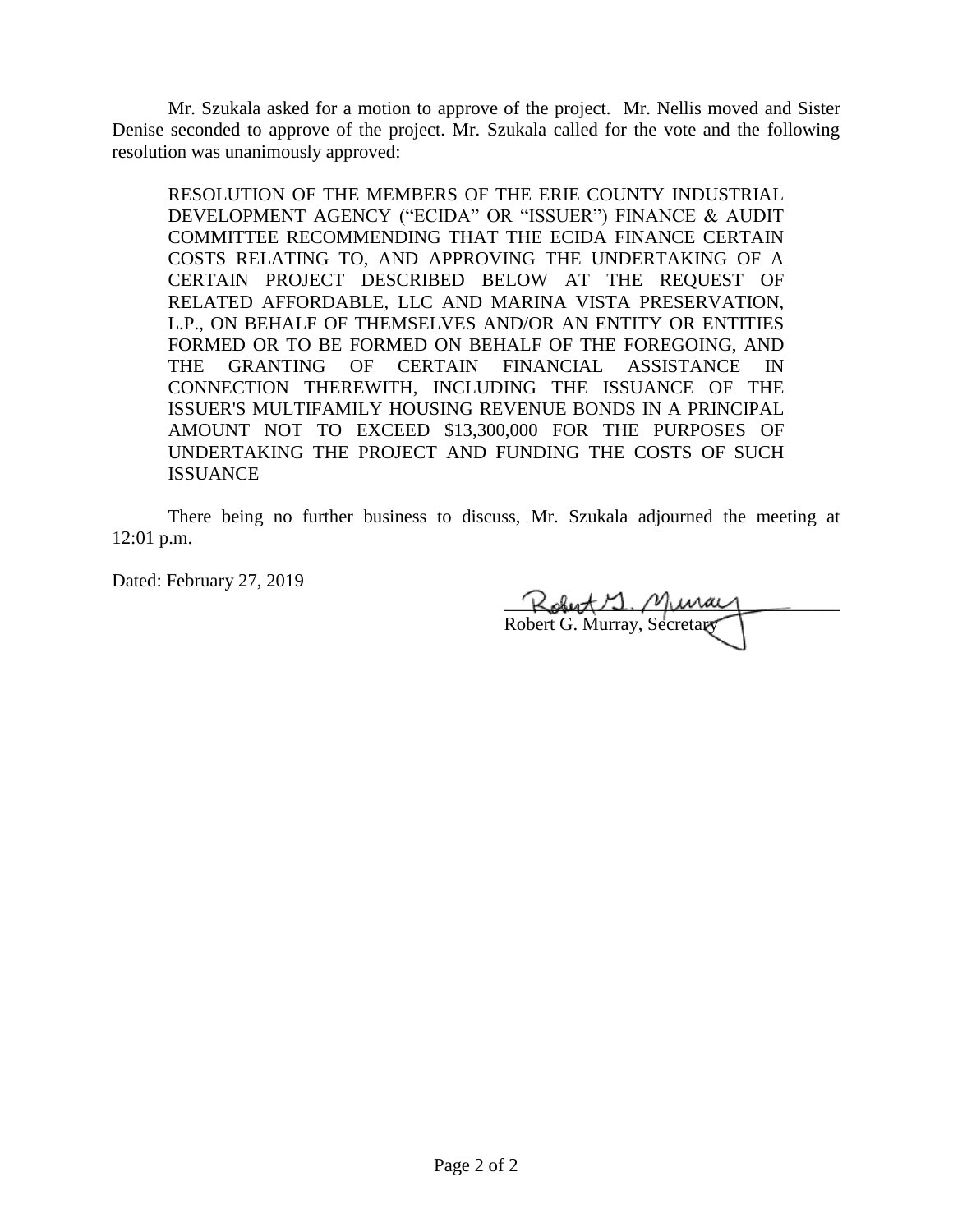Mr. Szukala asked for a motion to approve of the project. Mr. Nellis moved and Sister Denise seconded to approve of the project. Mr. Szukala called for the vote and the following resolution was unanimously approved:

> RESOLUTION OF THE MEMBERS OF THE ERIE COUNTY INDUSTRIAL DEVELOPMENT AGENCY ("ECIDA" OR "ISSUER") FINANCE & AUDIT COMMITTEE RECOMMENDING THAT THE ECIDA FINANCE CERTAIN COSTS RELATING TO, AND APPROVING THE UNDERTAKING OF A CERTAIN PROJECT DESCRIBED BELOW AT THE REQUEST OF RELATED AFFORDABLE, LLC AND MARINA VISTA PRESERVATION, L.P., ON BEHALF OF THEMSELVES AND/OR AN ENTITY OR ENTITIES FORMED OR TO BE FORMED ON BEHALF OF THE FOREGOING, AND THE GRANTING OF CERTAIN FINANCIAL ASSISTANCE IN CONNECTION THEREWITH, INCLUDING THE ISSUANCE OF THE ISSUER'S MULTIFAMILY HOUSING REVENUE BONDS IN A PRINCIPAL AMOUNT NOT TO EXCEED $13,300,000 FOR THE PURPOSES OF UNDERTAKING THE PROJECT AND FUNDING THE COSTS OF SUCH ISSUANCE

There being no further business to discuss, Mr. Szukala adjourned the meeting at 12:01 p.m.

Dated: February 27, 2019

Robert G. Murray, Secretary